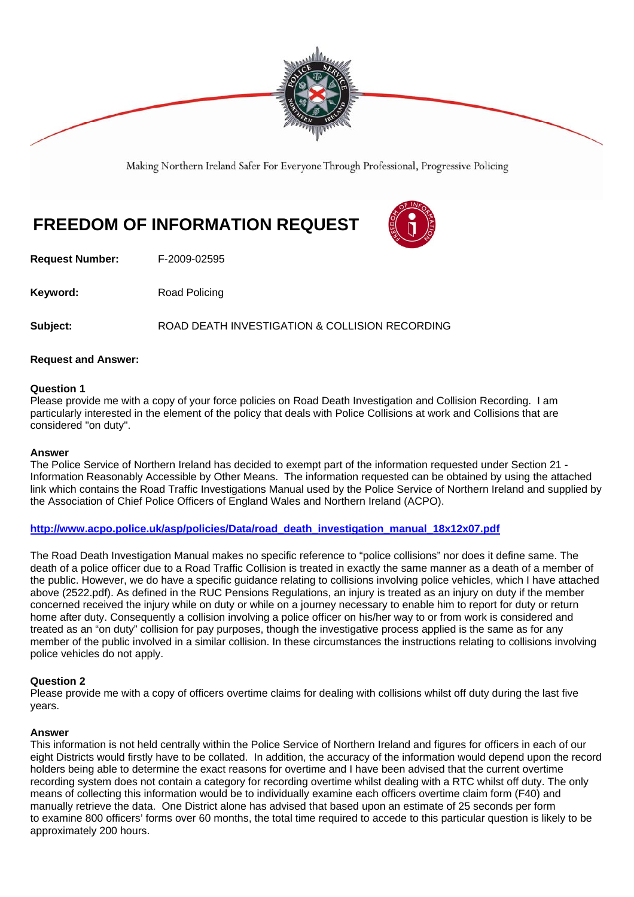Making Northern Ireland Safer For Everyone Through Professional, Progressive Policing

# FREEDOM OF INFORMATION REQUEST

**Request Number:** F-2009-02595

**Keyword:** Road Policing

**Subject:** ROAD DEATH INVESTIGATION & COLLISION RECORDING

**Request and Answer:**

**Question 1**
Please provide me with a copy of your force policies on Road Death Investigation and Collision Recording. I am particularly interested in the element of the policy that deals with Police Collisions at work and Collisions that are considered "on duty".

**Answer**
The Police Service of Northern Ireland has decided to exempt part of the information requested under Section 21 - Information Reasonably Accessible by Other Means. The information requested can be obtained by using the attached link which contains the Road Traffic Investigations Manual used by the Police Service of Northern Ireland and supplied by the Association of Chief Police Officers of England Wales and Northern Ireland (ACPO).

**http://www.acpo.police.uk/asp/policies/Data/road_death_investigation_manual_18x12x07.pdf**

The Road Death Investigation Manual makes no specific reference to "police collisions" nor does it define same. The death of a police officer due to a Road Traffic Collision is treated in exactly the same manner as a death of a member of the public. However, we do have a specific guidance relating to collisions involving police vehicles, which I have attached above (2522.pdf). As defined in the RUC Pensions Regulations, an injury is treated as an injury on duty if the member concerned received the injury while on duty or while on a journey necessary to enable him to report for duty or return home after duty. Consequently a collision involving a police officer on his/her way to or from work is considered and treated as an "on duty" collision for pay purposes, though the investigative process applied is the same as for any member of the public involved in a similar collision. In these circumstances the instructions relating to collisions involving police vehicles do not apply.

**Question 2**
Please provide me with a copy of officers overtime claims for dealing with collisions whilst off duty during the last five years.

**Answer**
This information is not held centrally within the Police Service of Northern Ireland and figures for officers in each of our eight Districts would firstly have to be collated. In addition, the accuracy of the information would depend upon the record holders being able to determine the exact reasons for overtime and I have been advised that the current overtime recording system does not contain a category for recording overtime whilst dealing with a RTC whilst off duty. The only means of collecting this information would be to individually examine each officers overtime claim form (F40) and manually retrieve the data. One District alone has advised that based upon an estimate of 25 seconds per form to examine 800 officers' forms over 60 months, the total time required to accede to this particular question is likely to be approximately 200 hours.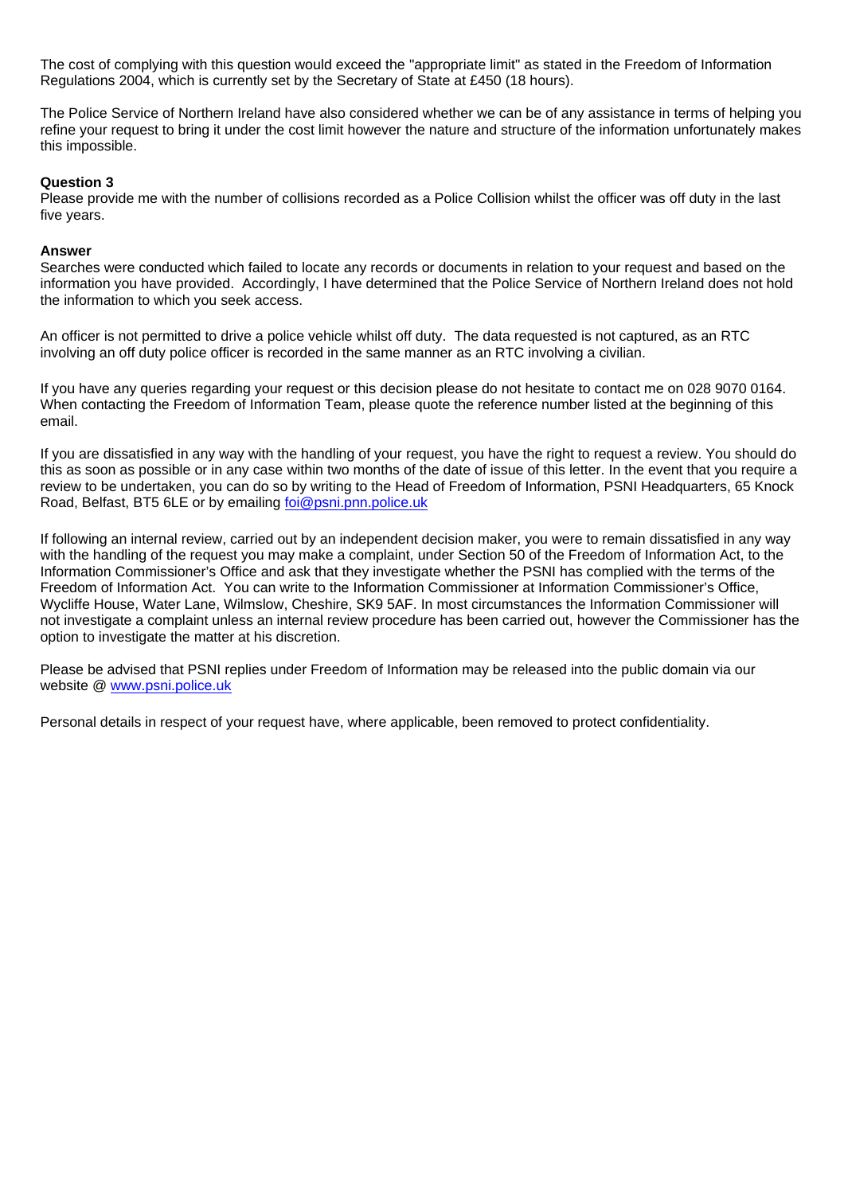The cost of complying with this question would exceed the "appropriate limit" as stated in the Freedom of Information Regulations 2004, which is currently set by the Secretary of State at £450 (18 hours).

The Police Service of Northern Ireland have also considered whether we can be of any assistance in terms of helping you refine your request to bring it under the cost limit however the nature and structure of the information unfortunately makes this impossible.

**Question 3**
Please provide me with the number of collisions recorded as a Police Collision whilst the officer was off duty in the last five years.

**Answer**
Searches were conducted which failed to locate any records or documents in relation to your request and based on the information you have provided. Accordingly, I have determined that the Police Service of Northern Ireland does not hold the information to which you seek access.

An officer is not permitted to drive a police vehicle whilst off duty. The data requested is not captured, as an RTC involving an off duty police officer is recorded in the same manner as an RTC involving a civilian.

If you have any queries regarding your request or this decision please do not hesitate to contact me on 028 9070 0164. When contacting the Freedom of Information Team, please quote the reference number listed at the beginning of this email.

If you are dissatisfied in any way with the handling of your request, you have the right to request a review. You should do this as soon as possible or in any case within two months of the date of issue of this letter. In the event that you require a review to be undertaken, you can do so by writing to the Head of Freedom of Information, PSNI Headquarters, 65 Knock Road, Belfast, BT5 6LE or by emailing foi@psni.pnn.police.uk

If following an internal review, carried out by an independent decision maker, you were to remain dissatisfied in any way with the handling of the request you may make a complaint, under Section 50 of the Freedom of Information Act, to the Information Commissioner's Office and ask that they investigate whether the PSNI has complied with the terms of the Freedom of Information Act. You can write to the Information Commissioner at Information Commissioner's Office, Wycliffe House, Water Lane, Wilmslow, Cheshire, SK9 5AF. In most circumstances the Information Commissioner will not investigate a complaint unless an internal review procedure has been carried out, however the Commissioner has the option to investigate the matter at his discretion.

Please be advised that PSNI replies under Freedom of Information may be released into the public domain via our website @ www.psni.police.uk

Personal details in respect of your request have, where applicable, been removed to protect confidentiality.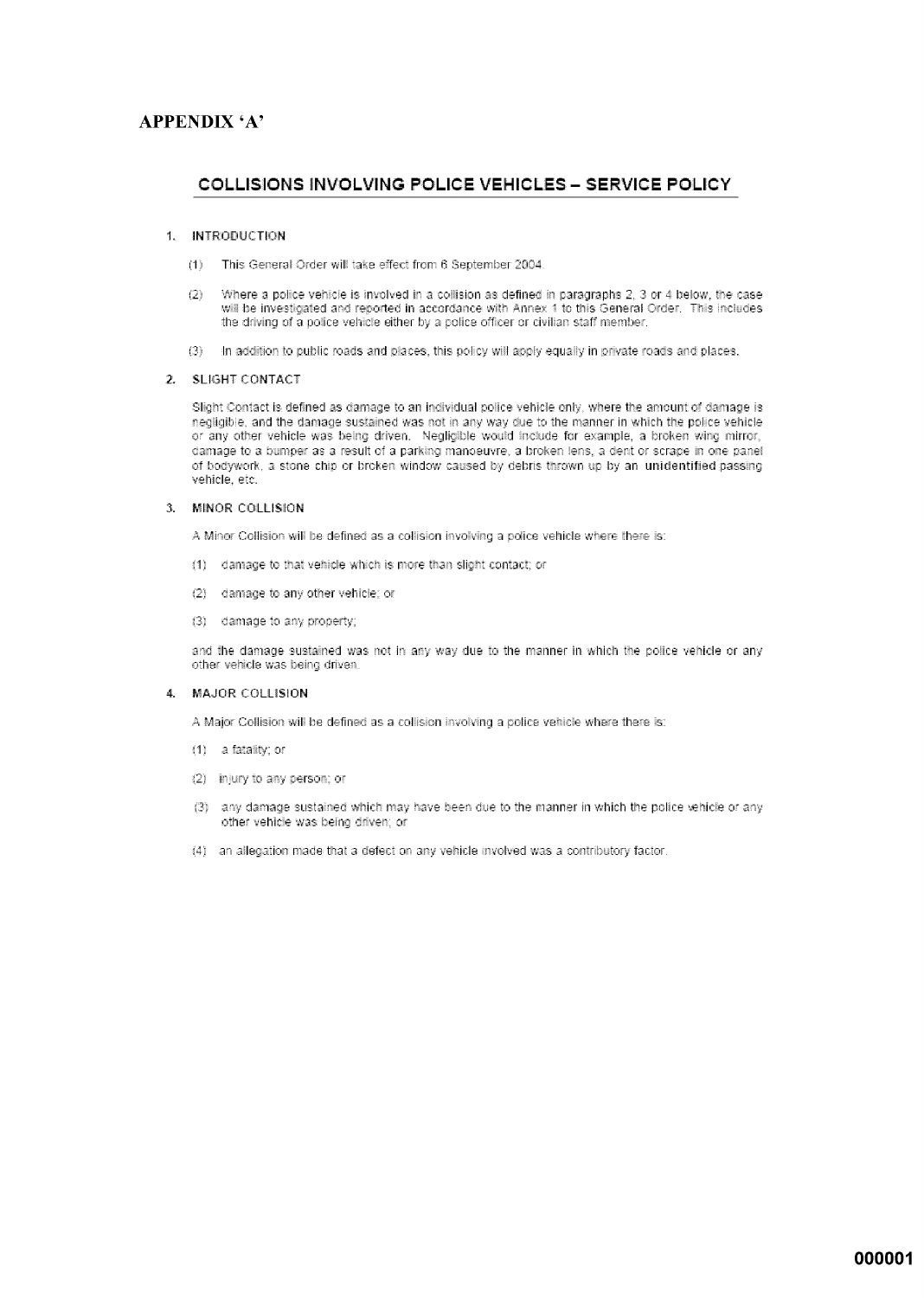# APPENDIX 'A'

## COLLISIONS INVOLVING POLICE VEHICLES – SERVICE POLICY

### 1. INTRODUCTION

(1) This General Order will take effect from 6 September 2004.

(2) Where a police vehicle is involved in a collision as defined in paragraphs 2, 3 or 4 below, the case will be investigated and reported in accordance with Annex 1 to this General Order. This includes the driving of a police vehicle either by a police officer or civilian staff member.

(3) In addition to public roads and places, this policy will apply equally in private roads and places.

### 2. SLIGHT CONTACT

Slight Contact is defined as damage to an individual police vehicle only, where the amount of damage is negligible, and the damage sustained was not in any way due to the manner in which the police vehicle or any other vehicle was being driven. Negligible would include for example, a broken wing mirror, damage to a bumper as a result of a parking manoeuvre, a broken lens, a dent or scrape in one panel of bodywork, a stone chip or broken window caused by debris thrown up by an **unidentified** passing vehicle, etc.

### 3. MINOR COLLISION

A Minor Collision will be defined as a collision involving a police vehicle where there is:

(1) damage to that vehicle which is more than slight contact; or

(2) damage to any other vehicle; or

(3) damage to any property;

and the damage sustained was not in any way due to the manner in which the police vehicle or any other vehicle was being driven.

### 4. MAJOR COLLISION

A Major Collision will be defined as a collision involving a police vehicle where there is:

(1) a fatality; or

(2) injury to any person; or

(3) any damage sustained which may have been due to the manner in which the police vehicle or any other vehicle was being driven; or

(4) an allegation made that a defect on any vehicle involved was a contributory factor.

000001